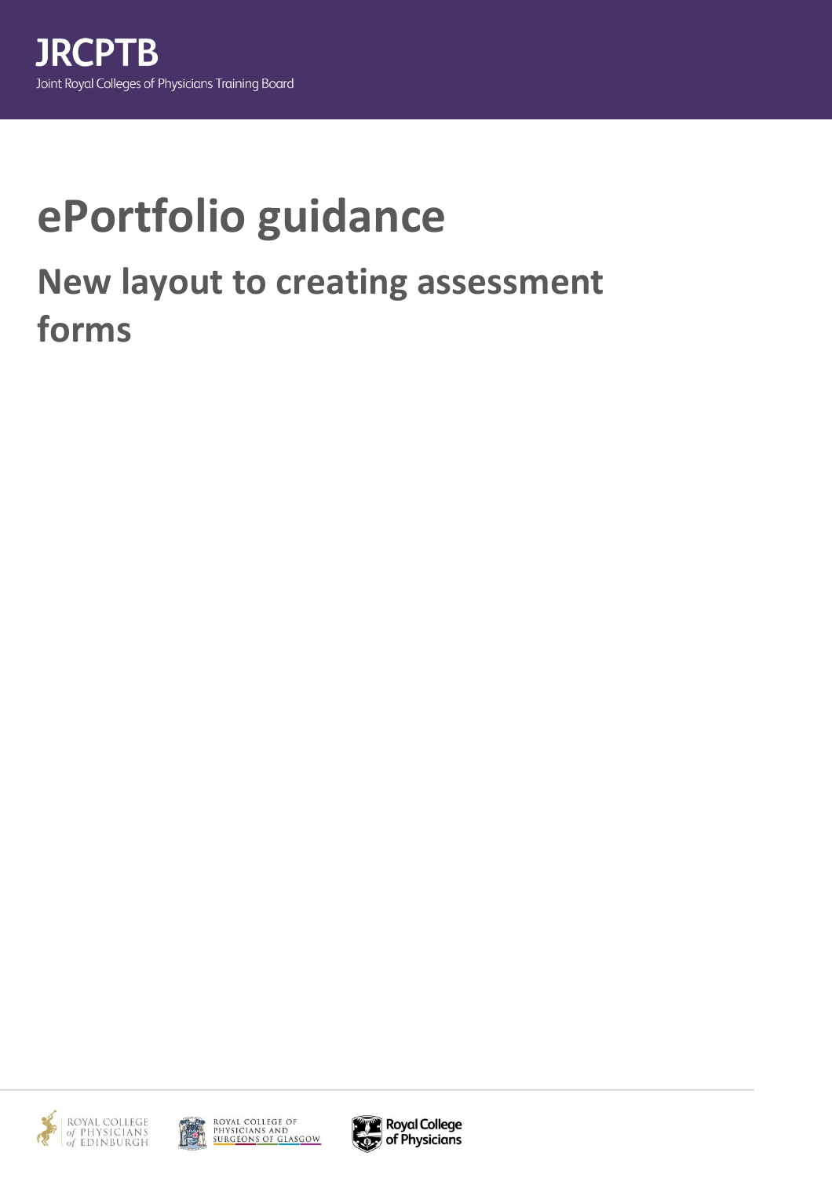JRCPTB

Joint Royal Colleges of Physicians Training Board

# ePortfolio guidance

## New layout to creating assessment forms

ROYAL COLLEGE of PHYSICIANS of EDINBURGH

ROYAL COLLEGE OF PHYSICIANS AND SURGEONS OF GLASGOW

Royal College of Physicians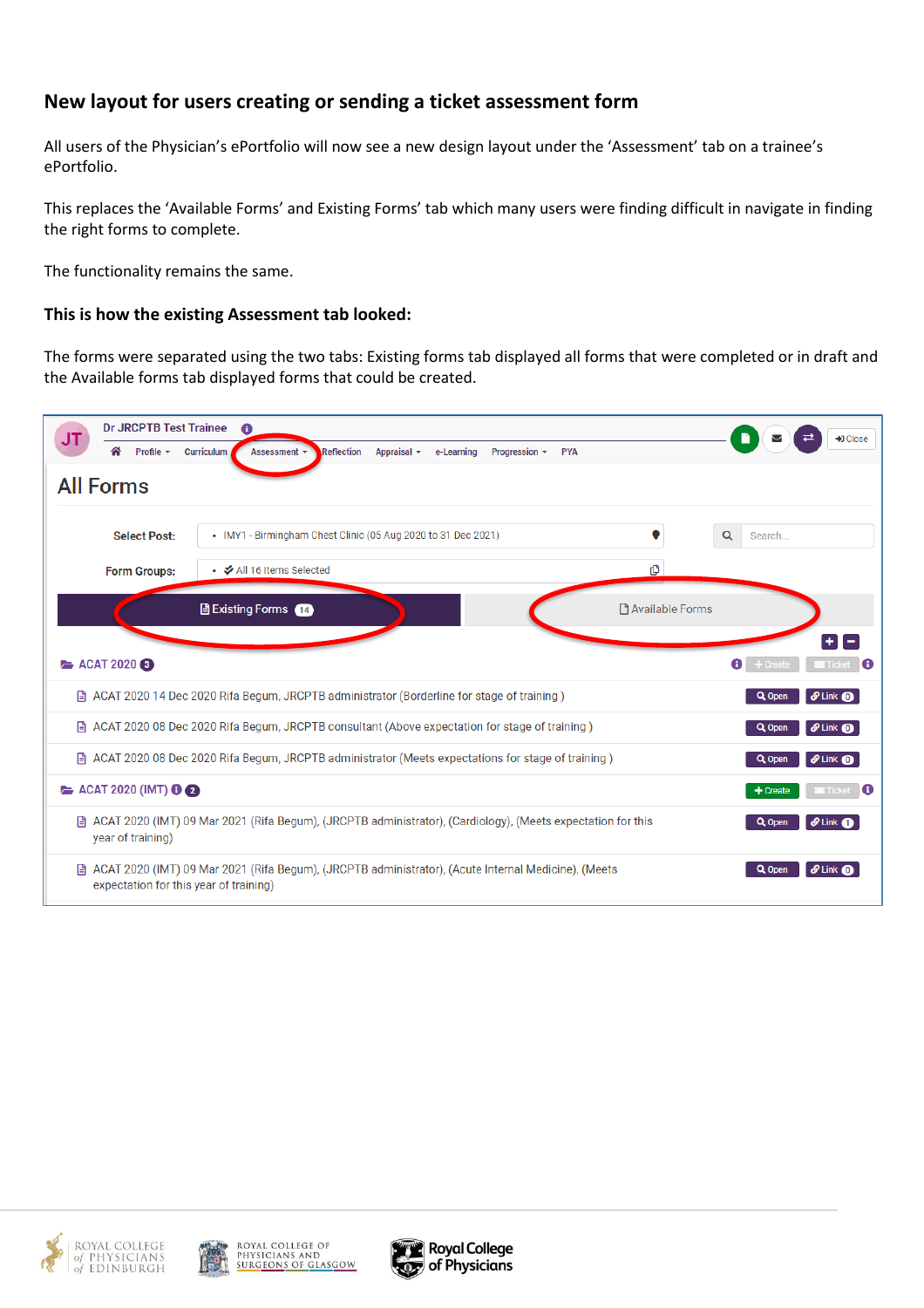## New layout for users creating or sending a ticket assessment form

All users of the Physician's ePortfolio will now see a new design layout under the 'Assessment' tab on a trainee's ePortfolio.

This replaces the 'Available Forms' and Existing Forms' tab which many users were finding difficult in navigate in finding the right forms to complete.

The functionality remains the same.

### This is how the existing Assessment tab looked:

The forms were separated using the two tabs: Existing forms tab displayed all forms that were completed or in draft and the Available forms tab displayed forms that could be created.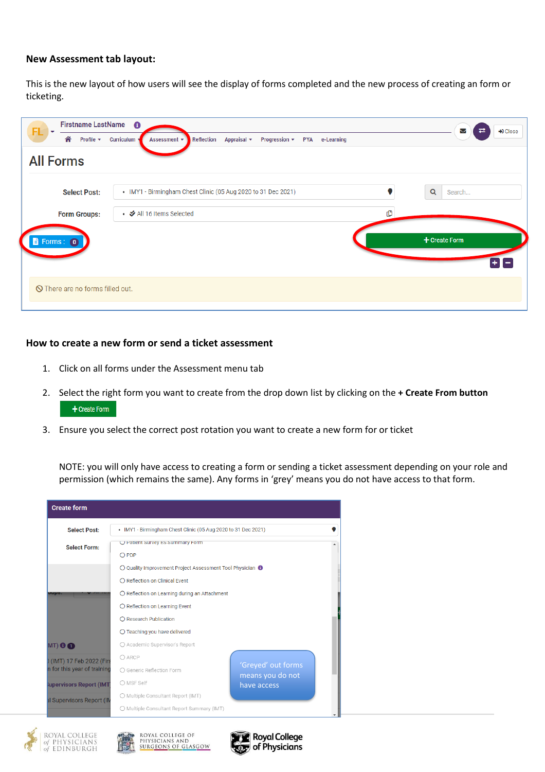**New Assessment tab layout:**

This is the new layout of how users will see the display of forms completed and the new process of creating an form or ticketing.

**How to create a new form or send a ticket assessment**

1. Click on all forms under the Assessment menu tab
2. Select the right form you want to create from the drop down list by clicking on the **+ Create From button**
3. Ensure you select the correct post rotation you want to create a new form for or ticket

NOTE: you will only have access to creating a form or sending a ticket assessment depending on your role and permission (which remains the same). Any forms in 'grey' means you do not have access to that form.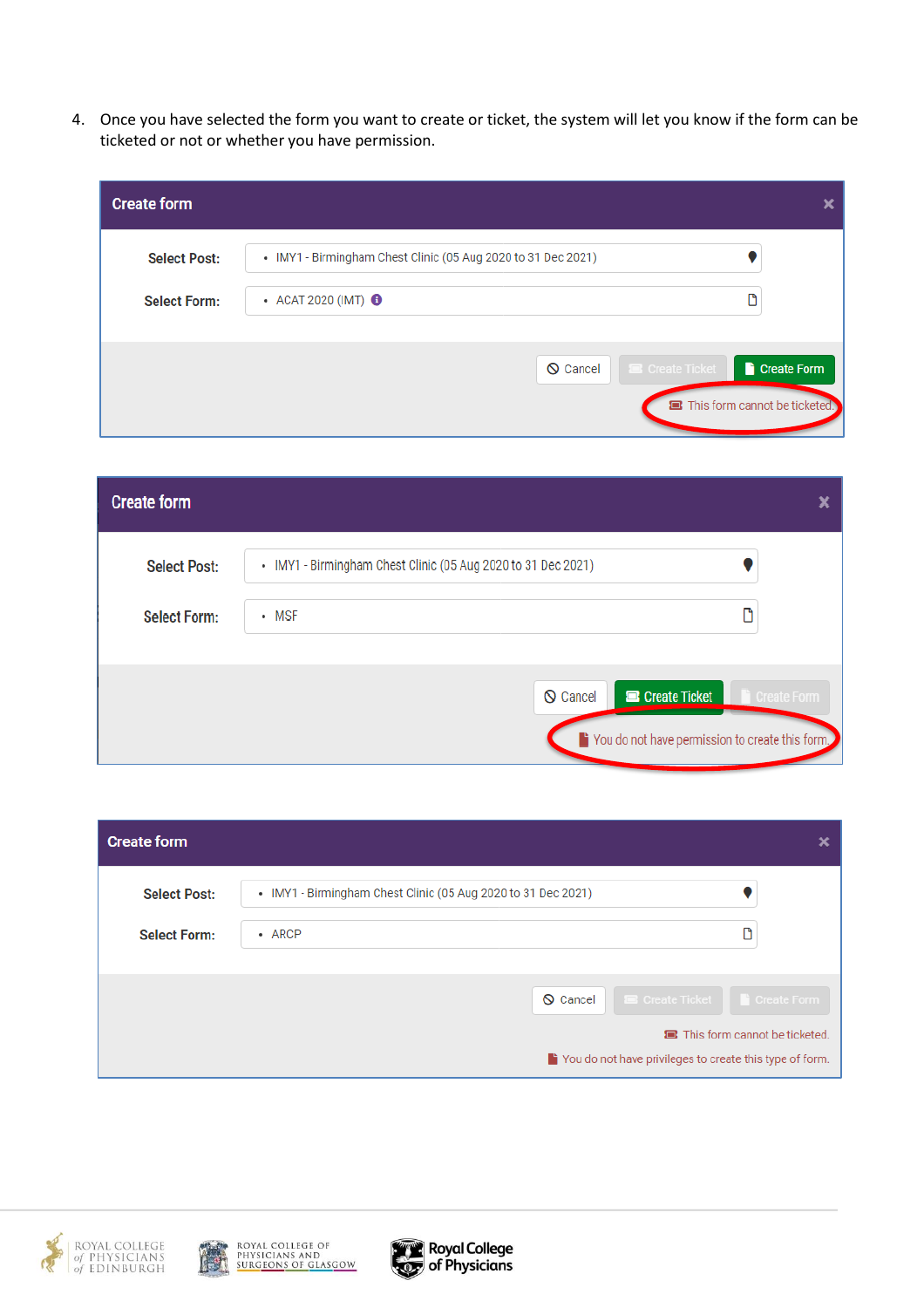4. Once you have selected the form you want to create or ticket, the system will let you know if the form can be ticketed or not or whether you have permission.

**Create form**

Select Post: • IMY1 - Birmingham Chest Clinic (05 Aug 2020 to 31 Dec 2021)

Select Form: • ACAT 2020 (IMT)

Cancel | Create Ticket | Create Form

This form cannot be ticketed.

**Create form**

Select Post: • IMY1 - Birmingham Chest Clinic (05 Aug 2020 to 31 Dec 2021)

Select Form: • MSF

Cancel | Create Ticket | Create Form

You do not have permission to create this form.

**Create form**

Select Post: • IMY1 - Birmingham Chest Clinic (05 Aug 2020 to 31 Dec 2021)

Select Form: • ARCP

Cancel | Create Ticket | Create Form

This form cannot be ticketed.

You do not have privileges to create this type of form.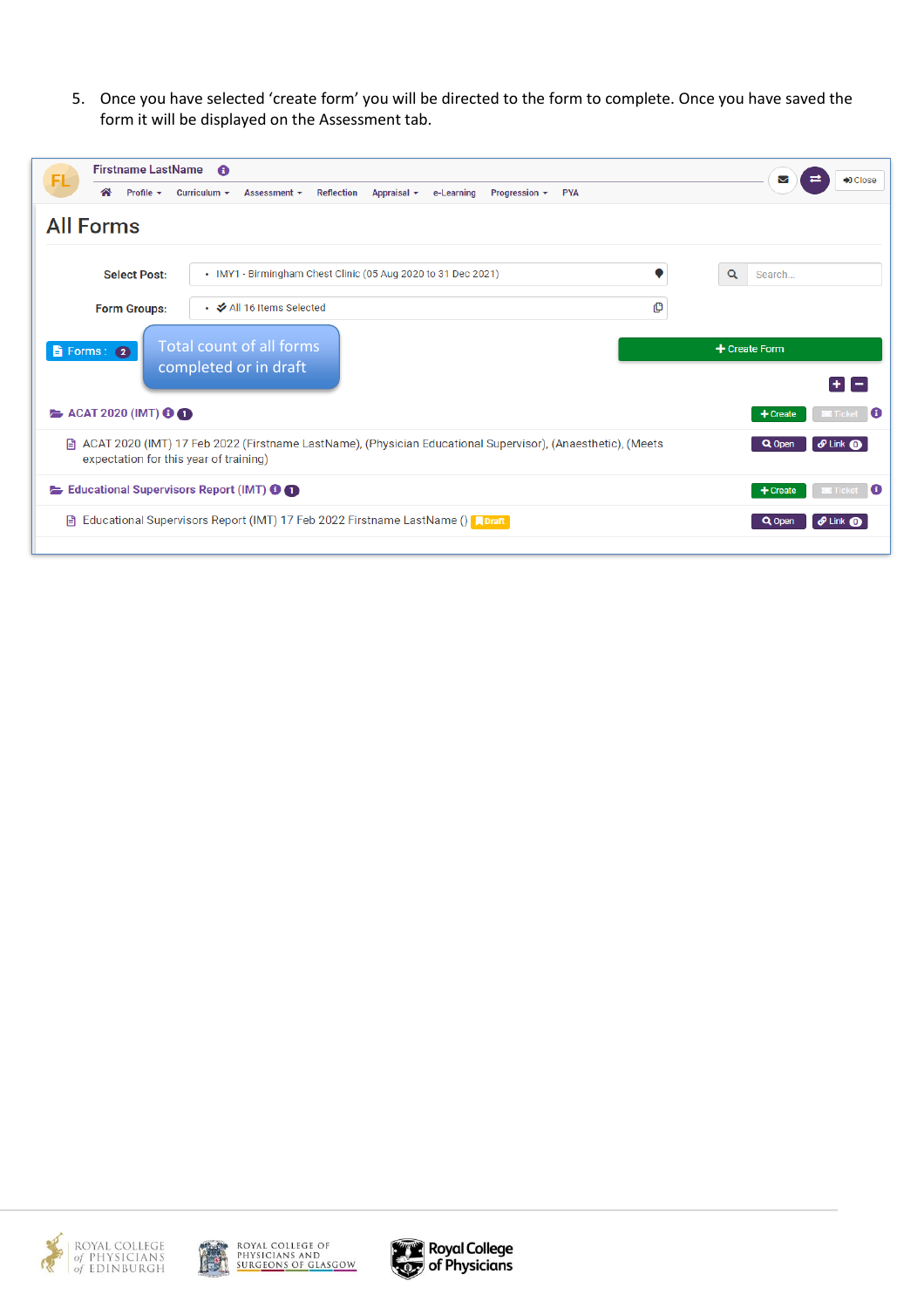5. Once you have selected 'create form' you will be directed to the form to complete. Once you have saved the form it will be displayed on the Assessment tab.

FL Firstname LastName

Profile Curriculum Assessment Reflection Appraisal e-Learning Progression PYA

Close

# All Forms

Select Post: IMY1 - Birmingham Chest Clinic (05 Aug 2020 to 31 Dec 2021)

Form Groups: All 16 Items Selected

Search...

Forms : 2

Total count of all forms completed or in draft

Create Form

ACAT 2020 (IMT) 1 — Create — Ticket

ACAT 2020 (IMT) 17 Feb 2022 (Firstname LastName), (Physician Educational Supervisor), (Anaesthetic), (Meets expectation for this year of training) — Open — Link 0

Educational Supervisors Report (IMT) 1 — Create — Ticket

Educational Supervisors Report (IMT) 17 Feb 2022 Firstname LastName () Draft — Open — Link 0